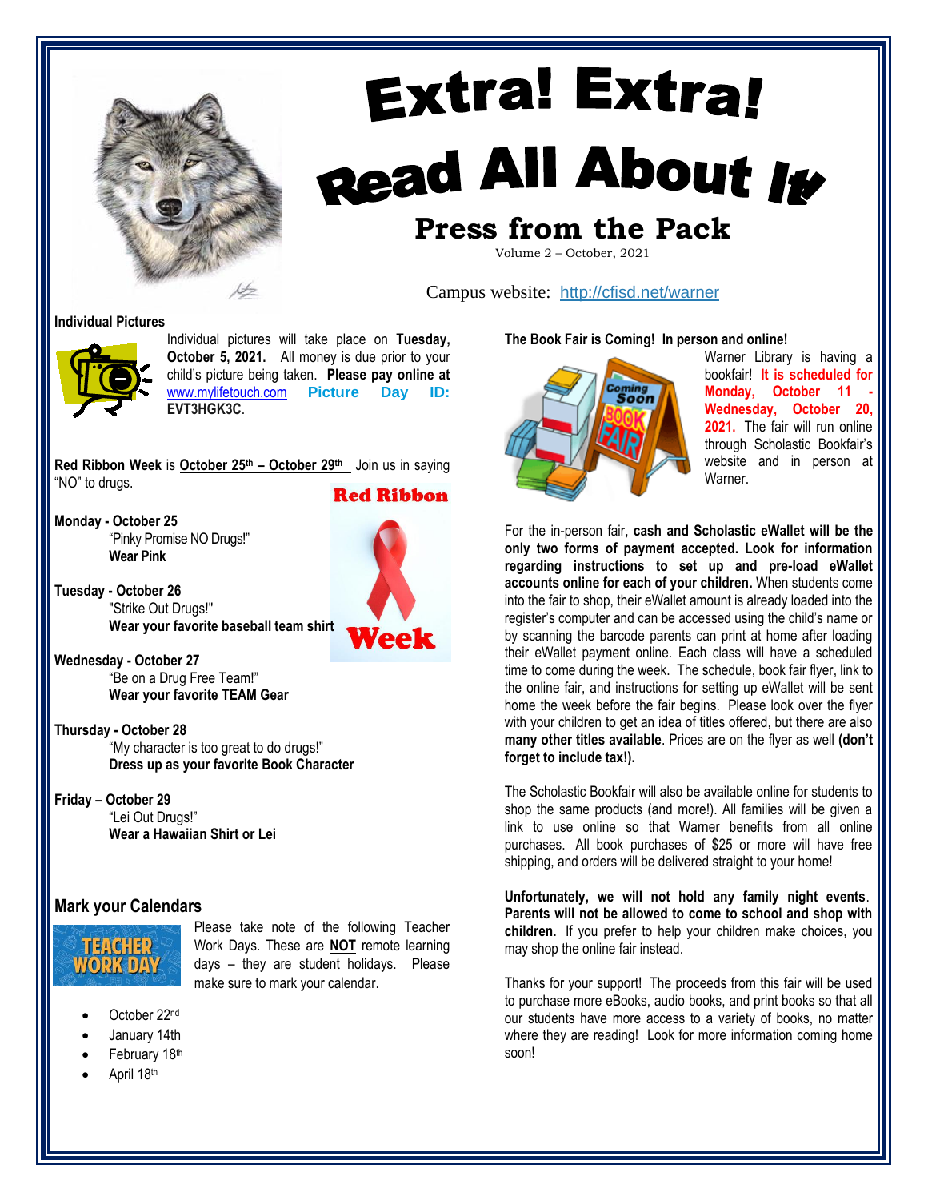# Extra! Extra! Read All About It

## Press from the Pack

Volume 2 – October, 2021

Campus website: http://cfisd.net/warner

### Individual Pictures

Individual pictures will take place on **Tuesday, October 5, 2021.** All money is due prior to your child's picture being taken. **Please pay online at** www.mylifetouch.com **Picture Day ID: EVT3HGK3C**.

**Red Ribbon Week** is **October 25th – October 29th** Join us in saying "NO" to drugs.

Red Ribbon Week

**Monday - October 25**
"Pinky Promise NO Drugs!"
**Wear Pink**

**Tuesday - October 26**
"Strike Out Drugs!"
**Wear your favorite baseball team shirt**

**Wednesday - October 27**
"Be on a Drug Free Team!"
**Wear your favorite TEAM Gear**

**Thursday - October 28**
"My character is too great to do drugs!"
**Dress up as your favorite Book Character**

**Friday – October 29**
"Lei Out Drugs!"
**Wear a Hawaiian Shirt or Lei**

### Mark your Calendars

TEACHER WORK DAY

Please take note of the following Teacher Work Days. These are **NOT** remote learning days – they are student holidays. Please make sure to mark your calendar.

- October 22nd
- January 14th
- February 18th
- April 18th

### The Book Fair is Coming! In person and online!

Warner Library is having a bookfair! **It is scheduled for Monday, October 11 - Wednesday, October 20, 2021.** The fair will run online through Scholastic Bookfair's website and in person at Warner.

For the in-person fair, **cash and Scholastic eWallet will be the only two forms of payment accepted. Look for information regarding instructions to set up and pre-load eWallet accounts online for each of your children.** When students come into the fair to shop, their eWallet amount is already loaded into the register's computer and can be accessed using the child's name or by scanning the barcode parents can print at home after loading their eWallet payment online. Each class will have a scheduled time to come during the week. The schedule, book fair flyer, link to the online fair, and instructions for setting up eWallet will be sent home the week before the fair begins. Please look over the flyer with your children to get an idea of titles offered, but there are also **many other titles available**. Prices are on the flyer as well **(don't forget to include tax!).**

The Scholastic Bookfair will also be available online for students to shop the same products (and more!). All families will be given a link to use online so that Warner benefits from all online purchases. All book purchases of $25 or more will have free shipping, and orders will be delivered straight to your home!

**Unfortunately, we will not hold any family night events. Parents will not be allowed to come to school and shop with children.** If you prefer to help your children make choices, you may shop the online fair instead.

Thanks for your support! The proceeds from this fair will be used to purchase more eBooks, audio books, and print books so that all our students have more access to a variety of books, no matter where they are reading! Look for more information coming home soon!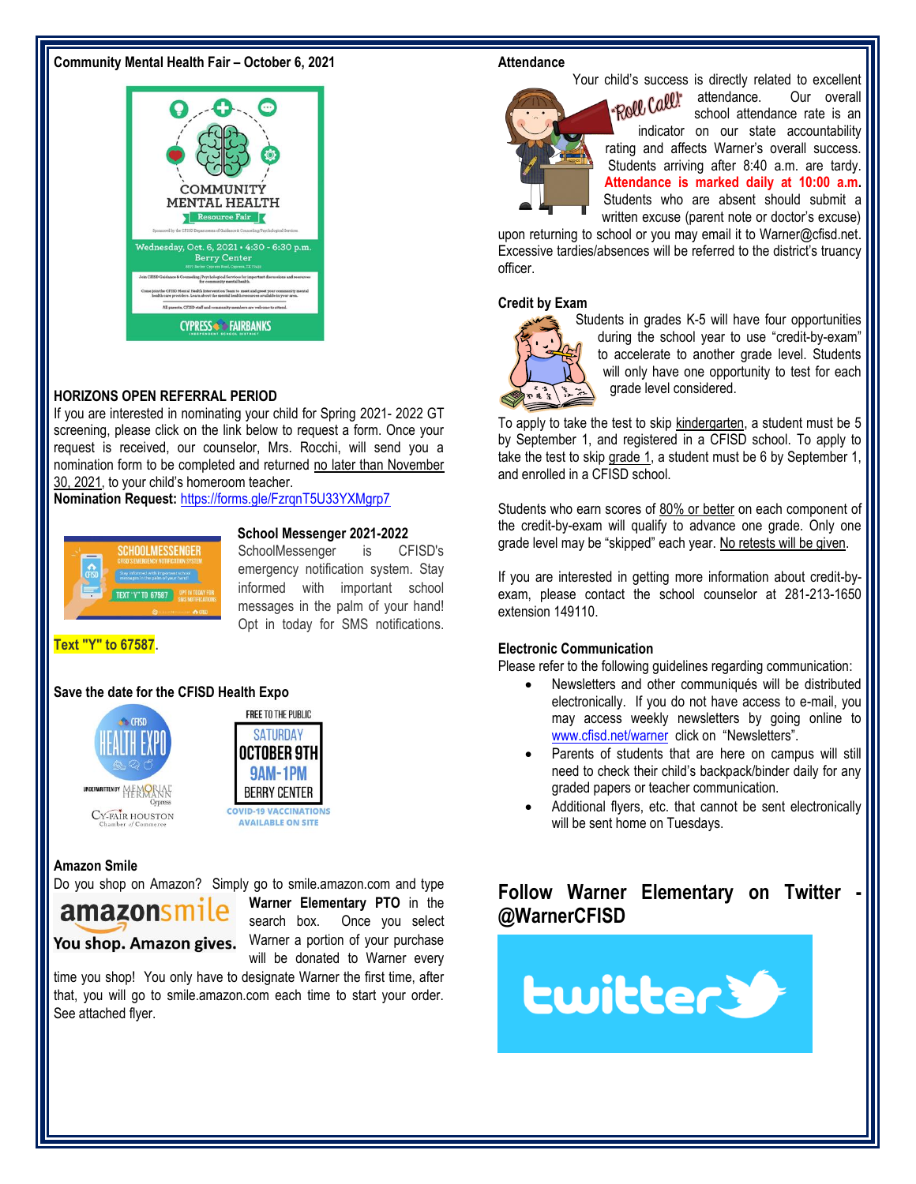## Community Mental Health Fair – October 6, 2021

## HORIZONS OPEN REFERRAL PERIOD

If you are interested in nominating your child for Spring 2021- 2022 GT screening, please click on the link below to request a form. Once your request is received, our counselor, Mrs. Rocchi, will send you a nomination form to be completed and returned no later than November 30, 2021, to your child's homeroom teacher.

**Nomination Request:** https://forms.gle/FzrqnT5U33YXMgrp7

## School Messenger 2021-2022

SchoolMessenger is CFISD's emergency notification system. Stay informed with important school messages in the palm of your hand! Opt in today for SMS notifications.

**Text "Y" to 67587**.

## Save the date for the CFISD Health Expo

## Amazon Smile

Do you shop on Amazon? Simply go to smile.amazon.com and type **Warner Elementary PTO** in the search box. Once you select Warner a portion of your purchase will be donated to Warner every time you shop! You only have to designate Warner the first time, after that, you will go to smile.amazon.com each time to start your order. See attached flyer.

## Attendance

Your child's success is directly related to excellent attendance. Our overall school attendance rate is an indicator on our state accountability rating and affects Warner's overall success. Students arriving after 8:40 a.m. are tardy. **Attendance is marked daily at 10:00 a.m.** Students who are absent should submit a written excuse (parent note or doctor's excuse) upon returning to school or you may email it to Warner@cfisd.net. Excessive tardies/absences will be referred to the district's truancy officer.

## Credit by Exam

Students in grades K-5 will have four opportunities during the school year to use "credit-by-exam" to accelerate to another grade level. Students will only have one opportunity to test for each grade level considered.

To apply to take the test to skip kindergarten, a student must be 5 by September 1, and registered in a CFISD school. To apply to take the test to skip grade 1, a student must be 6 by September 1, and enrolled in a CFISD school.

Students who earn scores of 80% or better on each component of the credit-by-exam will qualify to advance one grade. Only one grade level may be "skipped" each year. No retests will be given.

If you are interested in getting more information about credit-by-exam, please contact the school counselor at 281-213-1650 extension 149110.

## Electronic Communication

Please refer to the following guidelines regarding communication:

- Newsletters and other communiqués will be distributed electronically. If you do not have access to e-mail, you may access weekly newsletters by going online to www.cfisd.net/warner click on "Newsletters".
- Parents of students that are here on campus will still need to check their child's backpack/binder daily for any graded papers or teacher communication.
- Additional flyers, etc. that cannot be sent electronically will be sent home on Tuesdays.

## Follow Warner Elementary on Twitter - @WarnerCFISD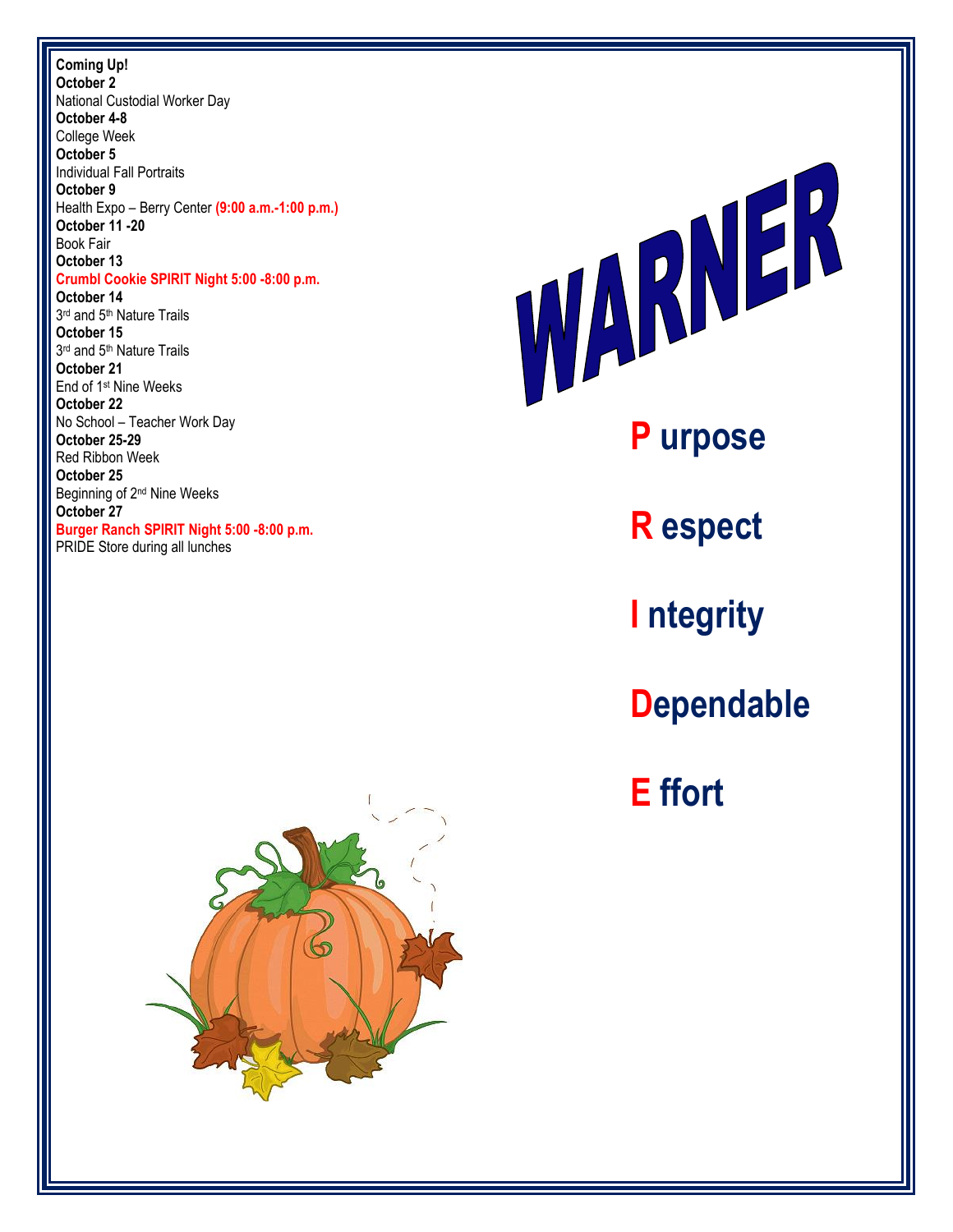**Coming Up!**

**October 2**
National Custodial Worker Day

**October 4-8**
College Week

**October 5**
Individual Fall Portraits

**October 9**
Health Expo – Berry Center **(9:00 a.m.-1:00 p.m.)**

**October 11 -20**
Book Fair

**October 13**
**Crumbl Cookie SPIRIT Night 5:00 -8:00 p.m.**

**October 14**
3rd and 5th Nature Trails

**October 15**
3rd and 5th Nature Trails

**October 21**
End of 1st Nine Weeks

**October 22**
No School – Teacher Work Day

**October 25-29**
Red Ribbon Week

**October 25**
Beginning of 2nd Nine Weeks

**October 27**
**Burger Ranch SPIRIT Night 5:00 -8:00 p.m.**
PRIDE Store during all lunches

# WARNER

**P urpose**

**R espect**

**I ntegrity**

**Dependable**

**E ffort**